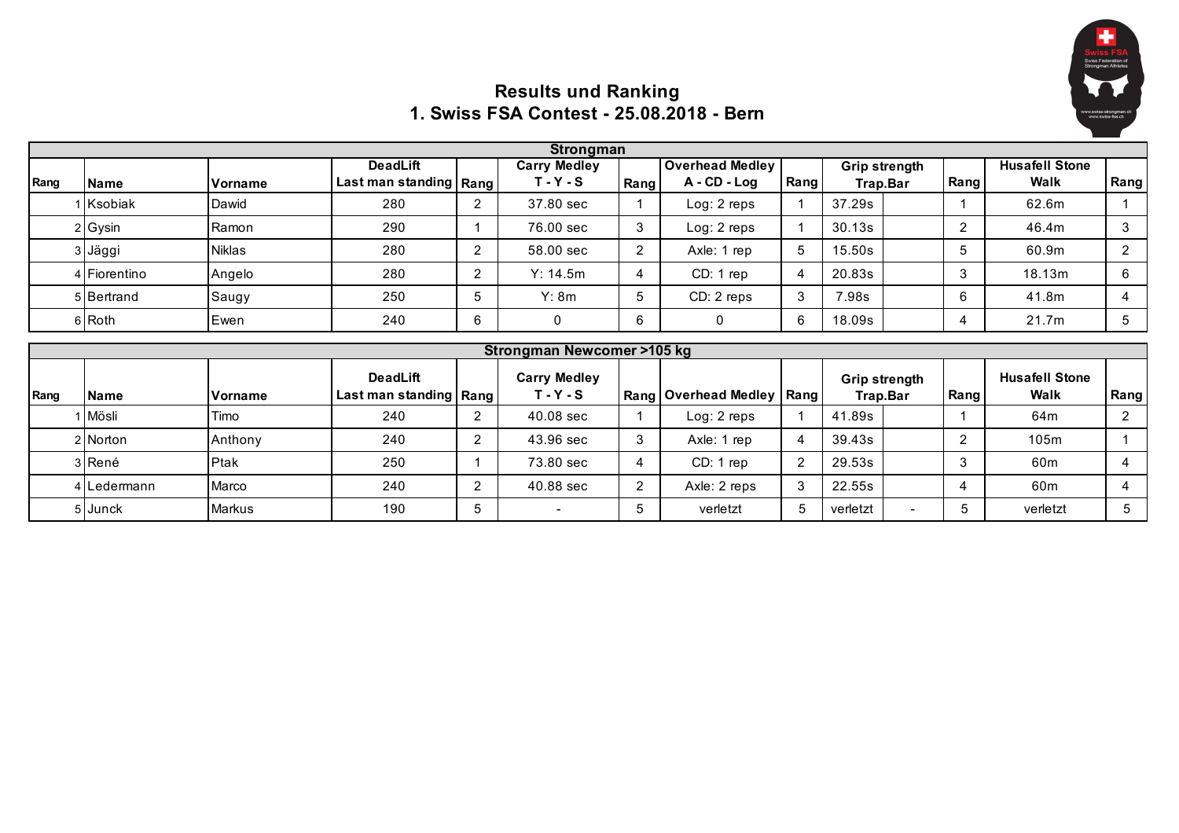# Results und Ranking

## 1. Swiss FSA Contest - 25.08.2018 - Bern

### Strongman

| Rang | Name | Vorname | DeadLift Last man standing | Rang | Carry Medley T - Y - S | Rang | Overhead Medley A - CD - Log | Rang | Grip strength Trap.Bar | | Rang | Husafell Stone Walk | Rang |
|---|---|---|---|---|---|---|---|---|---|---|---|---|---|
| 1 | Ksobiak | Dawid | 280 | 2 | 37.80 sec | 1 | Log: 2 reps | 1 | 37.29s | | 1 | 62.6m | 1 |
| 2 | Gysin | Ramon | 290 | 1 | 76.00 sec | 3 | Log: 2 reps | 1 | 30.13s | | 2 | 46.4m | 3 |
| 3 | Jäggi | Niklas | 280 | 2 | 58.00 sec | 2 | Axle: 1 rep | 5 | 15.50s | | 5 | 60.9m | 2 |
| 4 | Fiorentino | Angelo | 280 | 2 | Y: 14.5m | 4 | CD: 1 rep | 4 | 20.83s | | 3 | 18.13m | 6 |
| 5 | Bertrand | Saugy | 250 | 5 | Y: 8m | 5 | CD: 2 reps | 3 | 7.98s | | 6 | 41.8m | 4 |
| 6 | Roth | Ewen | 240 | 6 | 0 | 6 | 0 | 6 | 18.09s | | 4 | 21.7m | 5 |

### Strongman Newcomer >105 kg

| Rang | Name | Vorname | DeadLift Last man standing | Rang | Carry Medley T - Y - S | Rang | Overhead Medley | Rang | Grip strength Trap.Bar | | Rang | Husafell Stone Walk | Rang |
|---|---|---|---|---|---|---|---|---|---|---|---|---|---|
| 1 | Mösli | Timo | 240 | 2 | 40.08 sec | 1 | Log: 2 reps | 1 | 41.89s | | 1 | 64m | 2 |
| 2 | Norton | Anthony | 240 | 2 | 43.96 sec | 3 | Axle: 1 rep | 4 | 39.43s | | 2 | 105m | 1 |
| 3 | René | Ptak | 250 | 1 | 73.80 sec | 4 | CD: 1 rep | 2 | 29.53s | | 3 | 60m | 4 |
| 4 | Ledermann | Marco | 240 | 2 | 40.88 sec | 2 | Axle: 2 reps | 3 | 22.55s | | 4 | 60m | 4 |
| 5 | Junck | Markus | 190 | 5 | - | 5 | verletzt | 5 | verletzt | - | 5 | verletzt | 5 |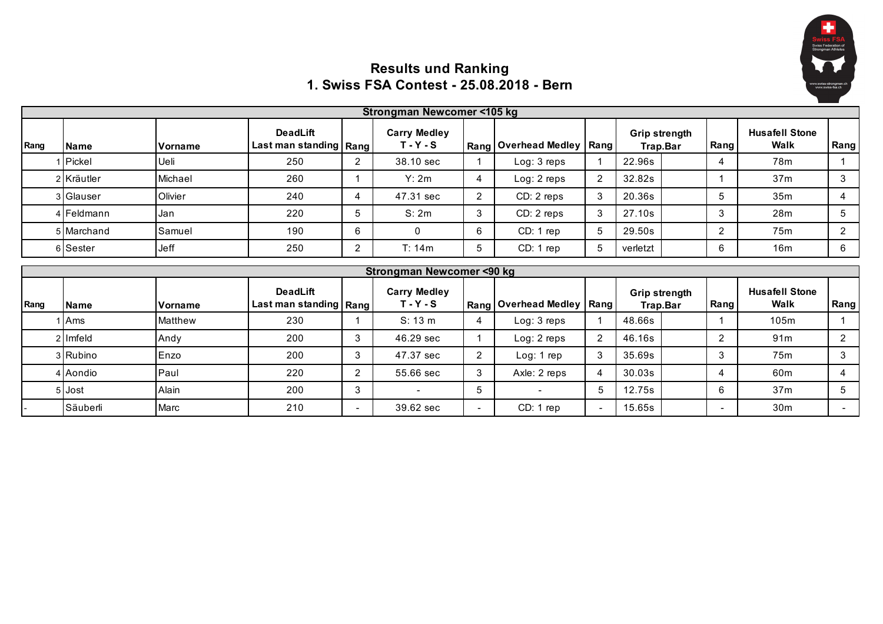# Results und Ranking
# 1. Swiss FSA Contest - 25.08.2018 - Bern

| Strongman Newcomer <105 kg | | | | | | | | | | | |
|---|---|---|---|---|---|---|---|---|---|---|---|
| **Rang** | **Name** | **Vorname** | **DeadLift Last man standing** | **Rang** | **Carry Medley T - Y - S** | **Rang** | **Overhead Medley** | **Rang** | **Grip strength Trap.Bar** | **Rang** | **Husafell Stone Walk** | **Rang** |
| 1 | Pickel | Ueli | 250 | 2 | 38.10 sec | 1 | Log: 3 reps | 1 | 22.96s | 4 | 78m | 1 |
| 2 | Kräutler | Michael | 260 | 1 | Y: 2m | 4 | Log: 2 reps | 2 | 32.82s | 1 | 37m | 3 |
| 3 | Glauser | Olivier | 240 | 4 | 47.31 sec | 2 | CD: 2 reps | 3 | 20.36s | 5 | 35m | 4 |
| 4 | Feldmann | Jan | 220 | 5 | S: 2m | 3 | CD: 2 reps | 3 | 27.10s | 3 | 28m | 5 |
| 5 | Marchand | Samuel | 190 | 6 | 0 | 6 | CD: 1 rep | 5 | 29.50s | 2 | 75m | 2 |
| 6 | Sester | Jeff | 250 | 2 | T: 14m | 5 | CD: 1 rep | 5 | verletzt | 6 | 16m | 6 |

| Strongman Newcomer <90 kg | | | | | | | | | | | | |
|---|---|---|---|---|---|---|---|---|---|---|---|---|
| **Rang** | **Name** | **Vorname** | **DeadLift Last man standing** | **Rang** | **Carry Medley T - Y - S** | **Rang** | **Overhead Medley** | **Rang** | **Grip strength Trap.Bar** | **Rang** | **Husafell Stone Walk** | **Rang** |
| 1 | Ams | Matthew | 230 | 1 | S: 13 m | 4 | Log: 3 reps | 1 | 48.66s | 1 | 105m | 1 |
| 2 | Imfeld | Andy | 200 | 3 | 46.29 sec | 1 | Log: 2 reps | 2 | 46.16s | 2 | 91m | 2 |
| 3 | Rubino | Enzo | 200 | 3 | 47.37 sec | 2 | Log: 1 rep | 3 | 35.69s | 3 | 75m | 3 |
| 4 | Aondio | Paul | 220 | 2 | 55.66 sec | 3 | Axle: 2 reps | 4 | 30.03s | 4 | 60m | 4 |
| 5 | Jost | Alain | 200 | 3 | - | 5 | - | 5 | 12.75s | 6 | 37m | 5 |
| - | Säuberli | Marc | 210 | - | 39.62 sec | - | CD: 1 rep | - | 15.65s | - | 30m | - |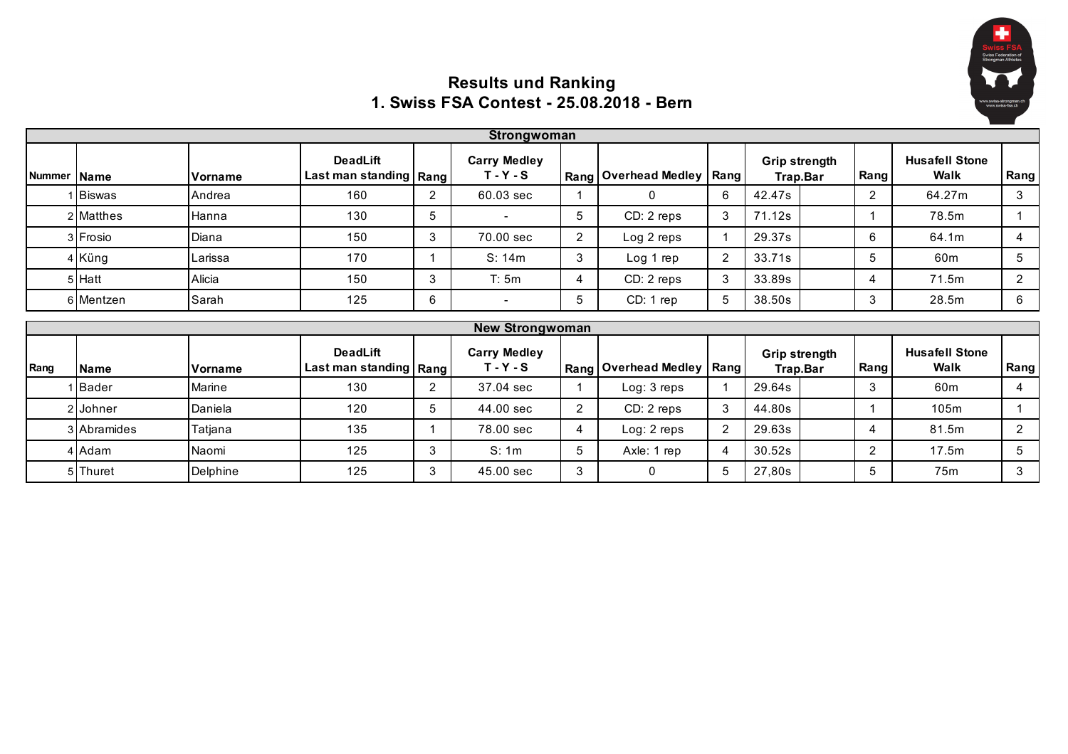# Results und Ranking
## 1. Swiss FSA Contest - 25.08.2018 - Bern

| Strongwoman | | | | | | | | | | | | |
|---|---|---|---|---|---|---|---|---|---|---|---|---|
| Nummer | Name | Vorname | DeadLift Last man standing | Rang | Carry Medley T - Y - S | Rang | Overhead Medley | Rang | Grip strength Trap.Bar | Rang | Husafell Stone Walk | Rang |
| 1 | Biswas | Andrea | 160 | 2 | 60.03 sec | 1 | 0 | 6 | 42.47s | 2 | 64.27m | 3 |
| 2 | Matthes | Hanna | 130 | 5 | - | 5 | CD: 2 reps | 3 | 71.12s | 1 | 78.5m | 1 |
| 3 | Frosio | Diana | 150 | 3 | 70.00 sec | 2 | Log 2 reps | 1 | 29.37s | 6 | 64.1m | 4 |
| 4 | Küng | Larissa | 170 | 1 | S: 14m | 3 | Log 1 rep | 2 | 33.71s | 5 | 60m | 5 |
| 5 | Hatt | Alicia | 150 | 3 | T: 5m | 4 | CD: 2 reps | 3 | 33.89s | 4 | 71.5m | 2 |
| 6 | Mentzen | Sarah | 125 | 6 | - | 5 | CD: 1 rep | 5 | 38.50s | 3 | 28.5m | 6 |

| New Strongwoman | | | | | | | | | | | | |
|---|---|---|---|---|---|---|---|---|---|---|---|---|
| Rang | Name | Vorname | DeadLift Last man standing | Rang | Carry Medley T - Y - S | Rang | Overhead Medley | Rang | Grip strength Trap.Bar | Rang | Husafell Stone Walk | Rang |
| 1 | Bader | Marine | 130 | 2 | 37.04 sec | 1 | Log: 3 reps | 1 | 29.64s | 3 | 60m | 4 |
| 2 | Johner | Daniela | 120 | 5 | 44.00 sec | 2 | CD: 2 reps | 3 | 44.80s | 1 | 105m | 1 |
| 3 | Abramides | Tatjana | 135 | 1 | 78.00 sec | 4 | Log: 2 reps | 2 | 29.63s | 4 | 81.5m | 2 |
| 4 | Adam | Naomi | 125 | 3 | S: 1m | 5 | Axle: 1 rep | 4 | 30.52s | 2 | 17.5m | 5 |
| 5 | Thuret | Delphine | 125 | 3 | 45.00 sec | 3 | 0 | 5 | 27,80s | 5 | 75m | 3 |